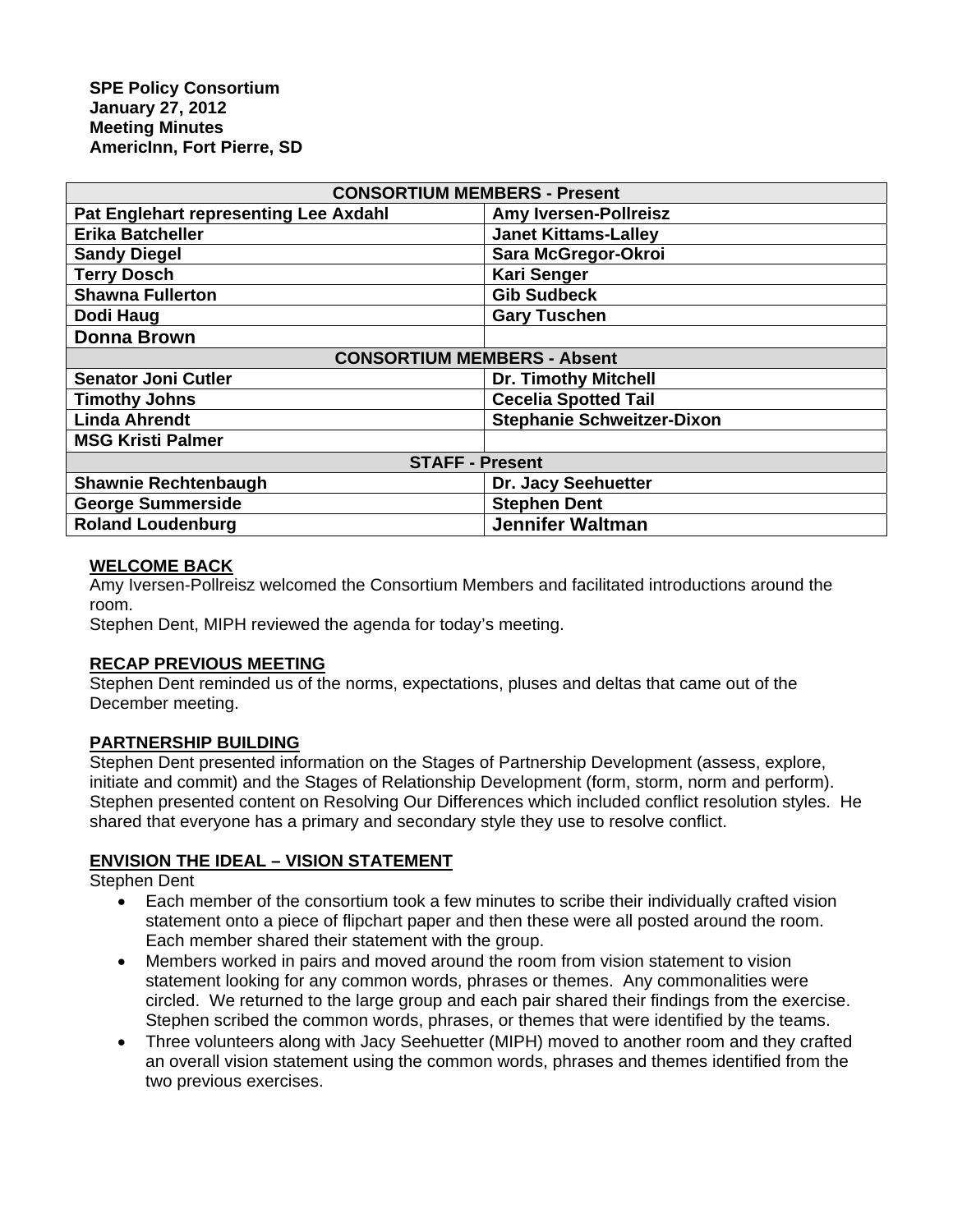**SPE Policy Consortium**
**January 27, 2012**
**Meeting Minutes**
**AmericInn, Fort Pierre, SD**

| CONSORTIUM MEMBERS - Present | |
|---|---|
| Pat Englehart representing Lee Axdahl | Amy Iversen-Pollreisz |
| Erika Batcheller | Janet Kittams-Lalley |
| Sandy Diegel | Sara McGregor-Okroi |
| Terry Dosch | Kari Senger |
| Shawna Fullerton | Gib Sudbeck |
| Dodi Haug | Gary Tuschen |
| Donna Brown | |
| **CONSORTIUM MEMBERS - Absent** | |
| Senator Joni Cutler | Dr. Timothy Mitchell |
| Timothy Johns | Cecelia Spotted Tail |
| Linda Ahrendt | Stephanie Schweitzer-Dixon |
| MSG Kristi Palmer | |
| **STAFF - Present** | |
| Shawnie Rechtenbaugh | Dr. Jacy Seehuetter |
| George Summerside | Stephen Dent |
| Roland Loudenburg | Jennifer Waltman |

## WELCOME BACK

Amy Iversen-Pollreisz welcomed the Consortium Members and facilitated introductions around the room.

Stephen Dent, MIPH reviewed the agenda for today's meeting.

## RECAP PREVIOUS MEETING

Stephen Dent reminded us of the norms, expectations, pluses and deltas that came out of the December meeting.

## PARTNERSHIP BUILDING

Stephen Dent presented information on the Stages of Partnership Development (assess, explore, initiate and commit) and the Stages of Relationship Development (form, storm, norm and perform). Stephen presented content on Resolving Our Differences which included conflict resolution styles. He shared that everyone has a primary and secondary style they use to resolve conflict.

## ENVISION THE IDEAL – VISION STATEMENT

Stephen Dent

- Each member of the consortium took a few minutes to scribe their individually crafted vision statement onto a piece of flipchart paper and then these were all posted around the room. Each member shared their statement with the group.
- Members worked in pairs and moved around the room from vision statement to vision statement looking for any common words, phrases or themes. Any commonalities were circled. We returned to the large group and each pair shared their findings from the exercise. Stephen scribed the common words, phrases, or themes that were identified by the teams.
- Three volunteers along with Jacy Seehuetter (MIPH) moved to another room and they crafted an overall vision statement using the common words, phrases and themes identified from the two previous exercises.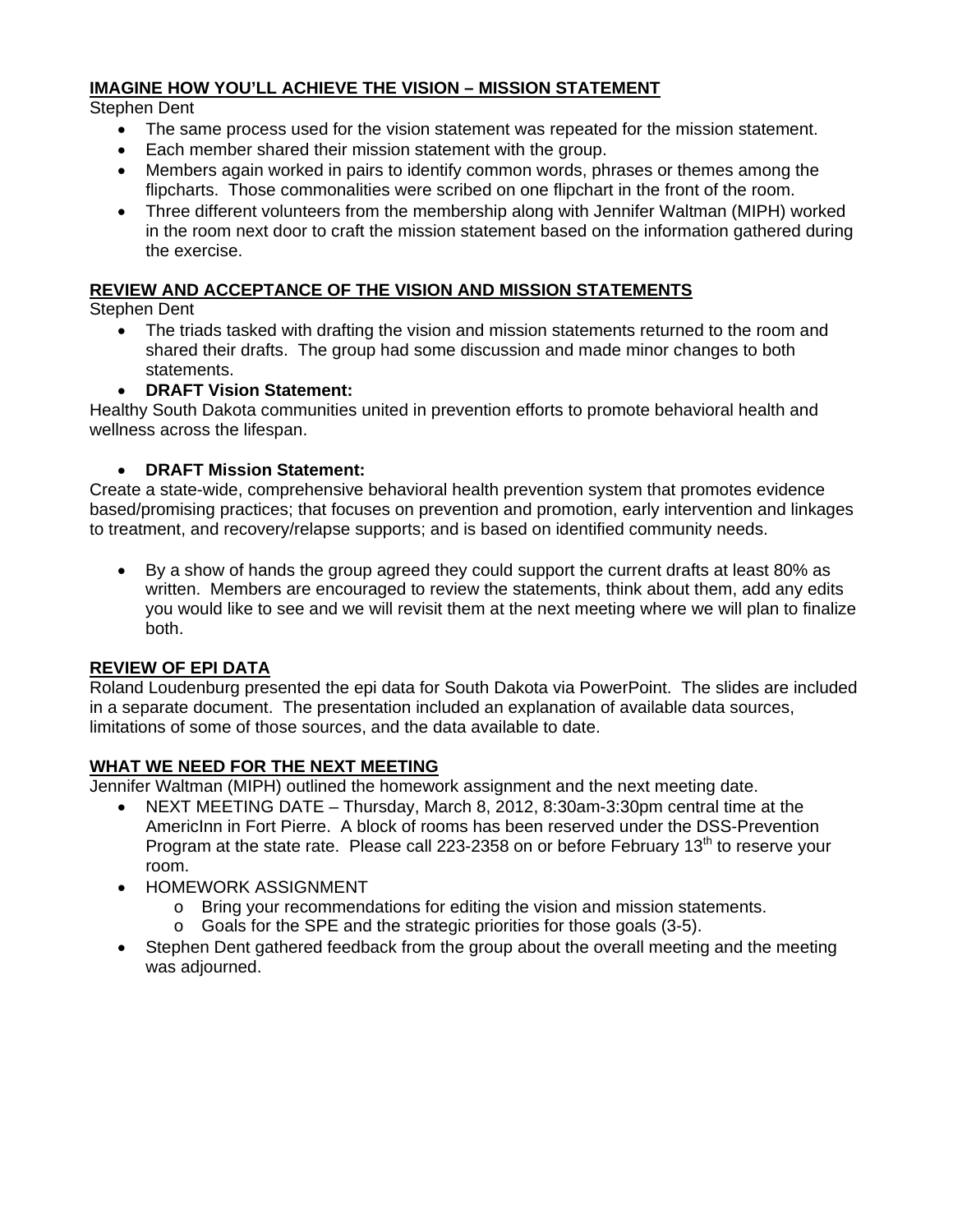## IMAGINE HOW YOU'LL ACHIEVE THE VISION – MISSION STATEMENT

Stephen Dent

- The same process used for the vision statement was repeated for the mission statement.
- Each member shared their mission statement with the group.
- Members again worked in pairs to identify common words, phrases or themes among the flipcharts. Those commonalities were scribed on one flipchart in the front of the room.
- Three different volunteers from the membership along with Jennifer Waltman (MIPH) worked in the room next door to craft the mission statement based on the information gathered during the exercise.

## REVIEW AND ACCEPTANCE OF THE VISION AND MISSION STATEMENTS

Stephen Dent

- The triads tasked with drafting the vision and mission statements returned to the room and shared their drafts. The group had some discussion and made minor changes to both statements.
- **DRAFT Vision Statement:**

Healthy South Dakota communities united in prevention efforts to promote behavioral health and wellness across the lifespan.

- **DRAFT Mission Statement:**

Create a state-wide, comprehensive behavioral health prevention system that promotes evidence based/promising practices; that focuses on prevention and promotion, early intervention and linkages to treatment, and recovery/relapse supports; and is based on identified community needs.

- By a show of hands the group agreed they could support the current drafts at least 80% as written. Members are encouraged to review the statements, think about them, add any edits you would like to see and we will revisit them at the next meeting where we will plan to finalize both.

## REVIEW OF EPI DATA

Roland Loudenburg presented the epi data for South Dakota via PowerPoint. The slides are included in a separate document. The presentation included an explanation of available data sources, limitations of some of those sources, and the data available to date.

## WHAT WE NEED FOR THE NEXT MEETING

Jennifer Waltman (MIPH) outlined the homework assignment and the next meeting date.

- NEXT MEETING DATE – Thursday, March 8, 2012, 8:30am-3:30pm central time at the AmericInn in Fort Pierre. A block of rooms has been reserved under the DSS-Prevention Program at the state rate. Please call 223-2358 on or before February 13th to reserve your room.
- HOMEWORK ASSIGNMENT
  - Bring your recommendations for editing the vision and mission statements.
  - Goals for the SPE and the strategic priorities for those goals (3-5).
- Stephen Dent gathered feedback from the group about the overall meeting and the meeting was adjourned.